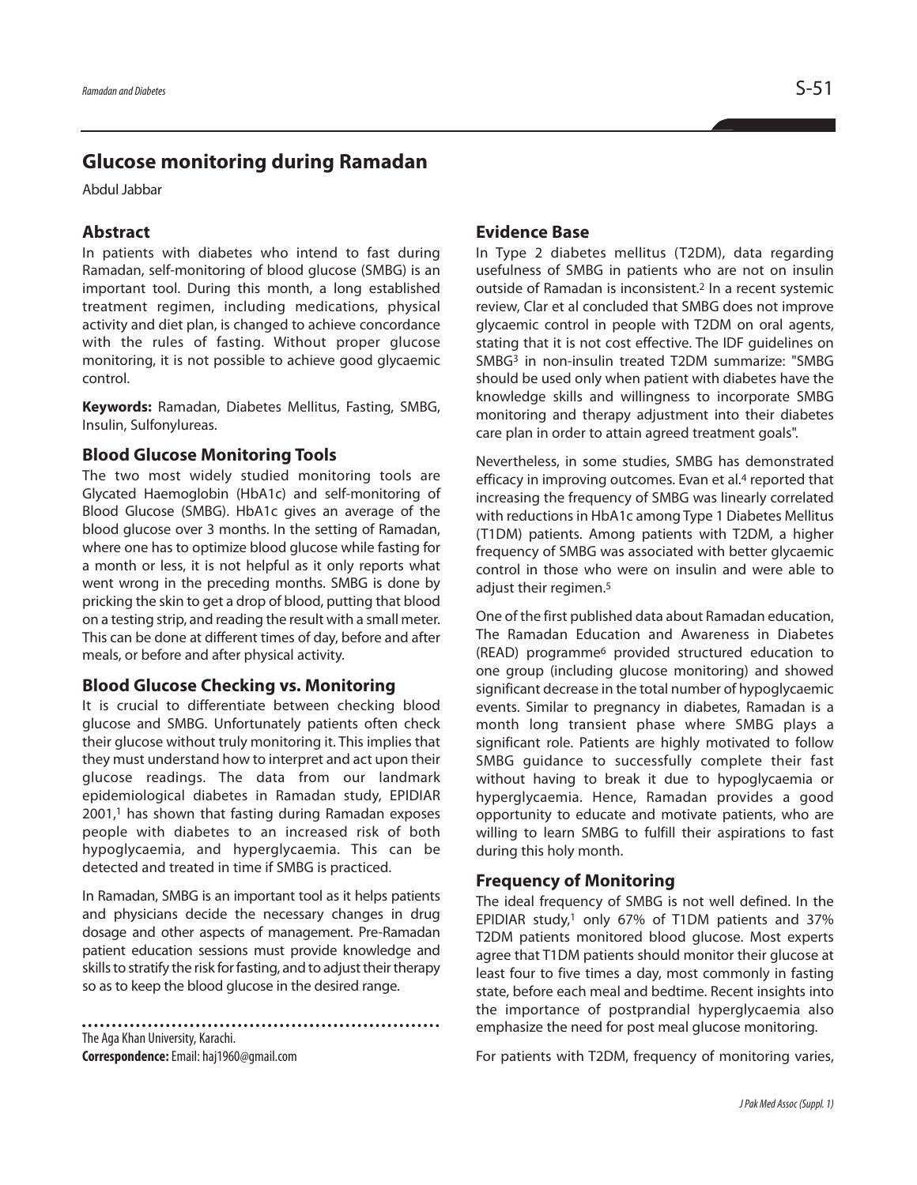# Glucose monitoring during Ramadan

Abdul Jabbar

## Abstract

In patients with diabetes who intend to fast during Ramadan, self-monitoring of blood glucose (SMBG) is an important tool. During this month, a long established treatment regimen, including medications, physical activity and diet plan, is changed to achieve concordance with the rules of fasting. Without proper glucose monitoring, it is not possible to achieve good glycaemic control.

**Keywords:** Ramadan, Diabetes Mellitus, Fasting, SMBG, Insulin, Sulfonylureas.

## Blood Glucose Monitoring Tools

The two most widely studied monitoring tools are Glycated Haemoglobin (HbA1c) and self-monitoring of Blood Glucose (SMBG). HbA1c gives an average of the blood glucose over 3 months. In the setting of Ramadan, where one has to optimize blood glucose while fasting for a month or less, it is not helpful as it only reports what went wrong in the preceding months. SMBG is done by pricking the skin to get a drop of blood, putting that blood on a testing strip, and reading the result with a small meter. This can be done at different times of day, before and after meals, or before and after physical activity.

## Blood Glucose Checking vs. Monitoring

It is crucial to differentiate between checking blood glucose and SMBG. Unfortunately patients often check their glucose without truly monitoring it. This implies that they must understand how to interpret and act upon their glucose readings. The data from our landmark epidemiological diabetes in Ramadan study, EPIDIAR 2001,[1] has shown that fasting during Ramadan exposes people with diabetes to an increased risk of both hypoglycaemia, and hyperglycaemia. This can be detected and treated in time if SMBG is practiced.

In Ramadan, SMBG is an important tool as it helps patients and physicians decide the necessary changes in drug dosage and other aspects of management. Pre-Ramadan patient education sessions must provide knowledge and skills to stratify the risk for fasting, and to adjust their therapy so as to keep the blood glucose in the desired range.

The Aga Khan University, Karachi.

**Correspondence:** Email: haj1960@gmail.com

## Evidence Base

In Type 2 diabetes mellitus (T2DM), data regarding usefulness of SMBG in patients who are not on insulin outside of Ramadan is inconsistent.[2] In a recent systemic review, Clar et al concluded that SMBG does not improve glycaemic control in people with T2DM on oral agents, stating that it is not cost effective. The IDF guidelines on SMBG[3] in non-insulin treated T2DM summarize: "SMBG should be used only when patient with diabetes have the knowledge skills and willingness to incorporate SMBG monitoring and therapy adjustment into their diabetes care plan in order to attain agreed treatment goals".

Nevertheless, in some studies, SMBG has demonstrated efficacy in improving outcomes. Evan et al.[4] reported that increasing the frequency of SMBG was linearly correlated with reductions in HbA1c among Type 1 Diabetes Mellitus (T1DM) patients. Among patients with T2DM, a higher frequency of SMBG was associated with better glycaemic control in those who were on insulin and were able to adjust their regimen.[5]

One of the first published data about Ramadan education, The Ramadan Education and Awareness in Diabetes (READ) programme[6] provided structured education to one group (including glucose monitoring) and showed significant decrease in the total number of hypoglycaemic events. Similar to pregnancy in diabetes, Ramadan is a month long transient phase where SMBG plays a significant role. Patients are highly motivated to follow SMBG guidance to successfully complete their fast without having to break it due to hypoglycaemia or hyperglycaemia. Hence, Ramadan provides a good opportunity to educate and motivate patients, who are willing to learn SMBG to fulfill their aspirations to fast during this holy month.

## Frequency of Monitoring

The ideal frequency of SMBG is not well defined. In the EPIDIAR study,[1] only 67% of T1DM patients and 37% T2DM patients monitored blood glucose. Most experts agree that T1DM patients should monitor their glucose at least four to five times a day, most commonly in fasting state, before each meal and bedtime. Recent insights into the importance of postprandial hyperglycaemia also emphasize the need for post meal glucose monitoring.

For patients with T2DM, frequency of monitoring varies,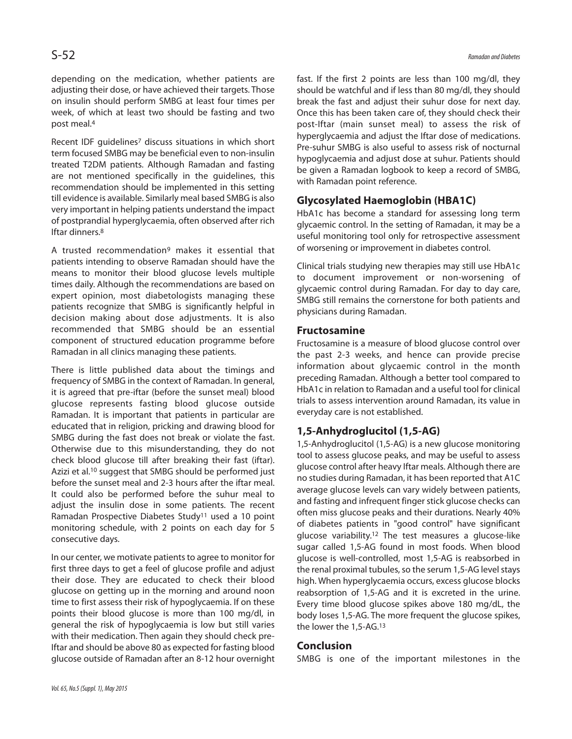depending on the medication, whether patients are adjusting their dose, or have achieved their targets. Those on insulin should perform SMBG at least four times per week, of which at least two should be fasting and two post meal.[4]

Recent IDF guidelines[7] discuss situations in which short term focused SMBG may be beneficial even to non-insulin treated T2DM patients. Although Ramadan and fasting are not mentioned specifically in the guidelines, this recommendation should be implemented in this setting till evidence is available. Similarly meal based SMBG is also very important in helping patients understand the impact of postprandial hyperglycaemia, often observed after rich Iftar dinners.[8]

A trusted recommendation[9] makes it essential that patients intending to observe Ramadan should have the means to monitor their blood glucose levels multiple times daily. Although the recommendations are based on expert opinion, most diabetologists managing these patients recognize that SMBG is significantly helpful in decision making about dose adjustments. It is also recommended that SMBG should be an essential component of structured education programme before Ramadan in all clinics managing these patients.

There is little published data about the timings and frequency of SMBG in the context of Ramadan. In general, it is agreed that pre-iftar (before the sunset meal) blood glucose represents fasting blood glucose outside Ramadan. It is important that patients in particular are educated that in religion, pricking and drawing blood for SMBG during the fast does not break or violate the fast. Otherwise due to this misunderstanding, they do not check blood glucose till after breaking their fast (iftar). Azizi et al.[10] suggest that SMBG should be performed just before the sunset meal and 2-3 hours after the iftar meal. It could also be performed before the suhur meal to adjust the insulin dose in some patients. The recent Ramadan Prospective Diabetes Study[11] used a 10 point monitoring schedule, with 2 points on each day for 5 consecutive days.

In our center, we motivate patients to agree to monitor for first three days to get a feel of glucose profile and adjust their dose. They are educated to check their blood glucose on getting up in the morning and around noon time to first assess their risk of hypoglycaemia. If on these points their blood glucose is more than 100 mg/dl, in general the risk of hypoglycaemia is low but still varies with their medication. Then again they should check pre-Iftar and should be above 80 as expected for fasting blood glucose outside of Ramadan after an 8-12 hour overnight fast. If the first 2 points are less than 100 mg/dl, they should be watchful and if less than 80 mg/dl, they should break the fast and adjust their suhur dose for next day. Once this has been taken care of, they should check their post-Iftar (main sunset meal) to assess the risk of hyperglycaemia and adjust the Iftar dose of medications. Pre-suhur SMBG is also useful to assess risk of nocturnal hypoglycaemia and adjust dose at suhur. Patients should be given a Ramadan logbook to keep a record of SMBG, with Ramadan point reference.

## Glycosylated Haemoglobin (HBA1C)

HbA1c has become a standard for assessing long term glycaemic control. In the setting of Ramadan, it may be a useful monitoring tool only for retrospective assessment of worsening or improvement in diabetes control.

Clinical trials studying new therapies may still use HbA1c to document improvement or non-worsening of glycaemic control during Ramadan. For day to day care, SMBG still remains the cornerstone for both patients and physicians during Ramadan.

## Fructosamine

Fructosamine is a measure of blood glucose control over the past 2-3 weeks, and hence can provide precise information about glycaemic control in the month preceding Ramadan. Although a better tool compared to HbA1c in relation to Ramadan and a useful tool for clinical trials to assess intervention around Ramadan, its value in everyday care is not established.

## 1,5-Anhydroglucitol (1,5-AG)

1,5-Anhydroglucitol (1,5-AG) is a new glucose monitoring tool to assess glucose peaks, and may be useful to assess glucose control after heavy Iftar meals. Although there are no studies during Ramadan, it has been reported that A1C average glucose levels can vary widely between patients, and fasting and infrequent finger stick glucose checks can often miss glucose peaks and their durations. Nearly 40% of diabetes patients in "good control" have significant glucose variability.[12] The test measures a glucose-like sugar called 1,5-AG found in most foods. When blood glucose is well-controlled, most 1,5-AG is reabsorbed in the renal proximal tubules, so the serum 1,5-AG level stays high. When hyperglycaemia occurs, excess glucose blocks reabsorption of 1,5-AG and it is excreted in the urine. Every time blood glucose spikes above 180 mg/dL, the body loses 1,5-AG. The more frequent the glucose spikes, the lower the 1,5-AG.[13]

## Conclusion

SMBG is one of the important milestones in the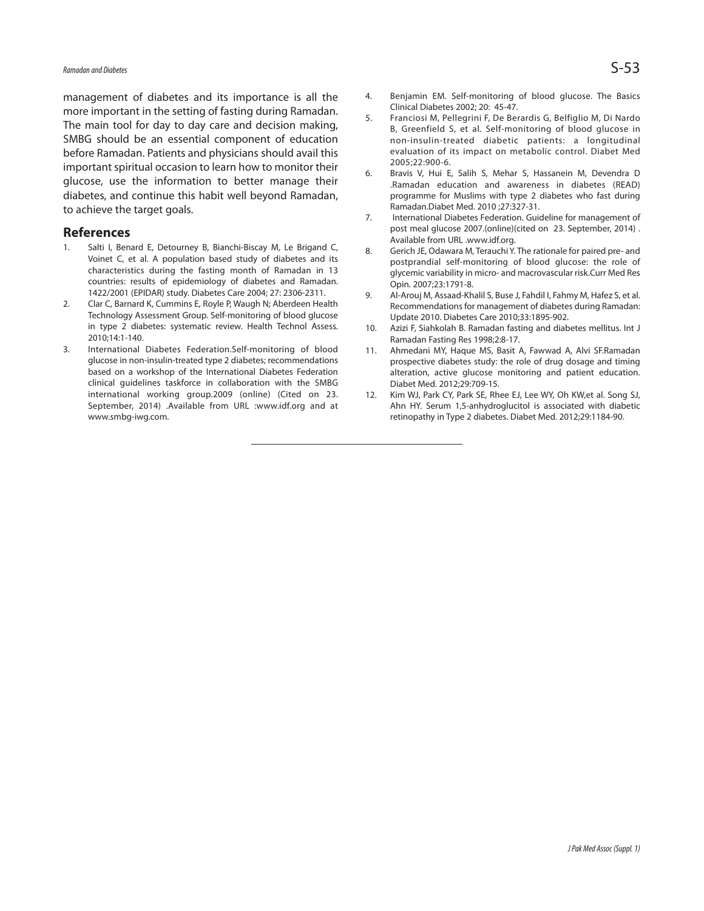management of diabetes and its importance is all the more important in the setting of fasting during Ramadan. The main tool for day to day care and decision making, SMBG should be an essential component of education before Ramadan. Patients and physicians should avail this important spiritual occasion to learn how to monitor their glucose, use the information to better manage their diabetes, and continue this habit well beyond Ramadan, to achieve the target goals.

## References

1. Salti I, Benard E, Detourney B, Bianchi-Biscay M, Le Brigand C, Voinet C, et al. A population based study of diabetes and its characteristics during the fasting month of Ramadan in 13 countries: results of epidemiology of diabetes and Ramadan. 1422/2001 (EPIDAR) study. Diabetes Care 2004; 27: 2306-2311.
2. Clar C, Barnard K, Cummins E, Royle P, Waugh N; Aberdeen Health Technology Assessment Group. Self-monitoring of blood glucose in type 2 diabetes: systematic review. Health Technol Assess. 2010;14:1-140.
3. International Diabetes Federation.Self-monitoring of blood glucose in non-insulin-treated type 2 diabetes; recommendations based on a workshop of the International Diabetes Federation clinical guidelines taskforce in collaboration with the SMBG international working group.2009 (online) (Cited on 23. September, 2014) .Available from URL :www.idf.org and at www.smbg-iwg.com.
4. Benjamin EM. Self-monitoring of blood glucose. The Basics Clinical Diabetes 2002; 20: 45-47.
5. Franciosi M, Pellegrini F, De Berardis G, Belfiglio M, Di Nardo B, Greenfield S, et al. Self-monitoring of blood glucose in non-insulin-treated diabetic patients: a longitudinal evaluation of its impact on metabolic control. Diabet Med 2005;22:900-6.
6. Bravis V, Hui E, Salih S, Mehar S, Hassanein M, Devendra D .Ramadan education and awareness in diabetes (READ) programme for Muslims with type 2 diabetes who fast during Ramadan.Diabet Med. 2010 ;27:327-31.
7. International Diabetes Federation. Guideline for management of post meal glucose 2007.(online)(cited on 23. September, 2014) . Available from URL .www.idf.org.
8. Gerich JE, Odawara M, Terauchi Y. The rationale for paired pre- and postprandial self-monitoring of blood glucose: the role of glycemic variability in micro- and macrovascular risk.Curr Med Res Opin. 2007;23:1791-8.
9. Al-Arouj M, Assaad-Khalil S, Buse J, Fahdil I, Fahmy M, Hafez S, et al. Recommendations for management of diabetes during Ramadan: Update 2010. Diabetes Care 2010;33:1895-902.
10. Azizi F, Siahkolah B. Ramadan fasting and diabetes mellitus. Int J Ramadan Fasting Res 1998;2:8-17.
11. Ahmedani MY, Haque MS, Basit A, Fawwad A, Alvi SF.Ramadan prospective diabetes study: the role of drug dosage and timing alteration, active glucose monitoring and patient education. Diabet Med. 2012;29:709-15.
12. Kim WJ, Park CY, Park SE, Rhee EJ, Lee WY, Oh KW,et al. Song SJ, Ahn HY. Serum 1,5-anhydroglucitol is associated with diabetic retinopathy in Type 2 diabetes. Diabet Med. 2012;29:1184-90.